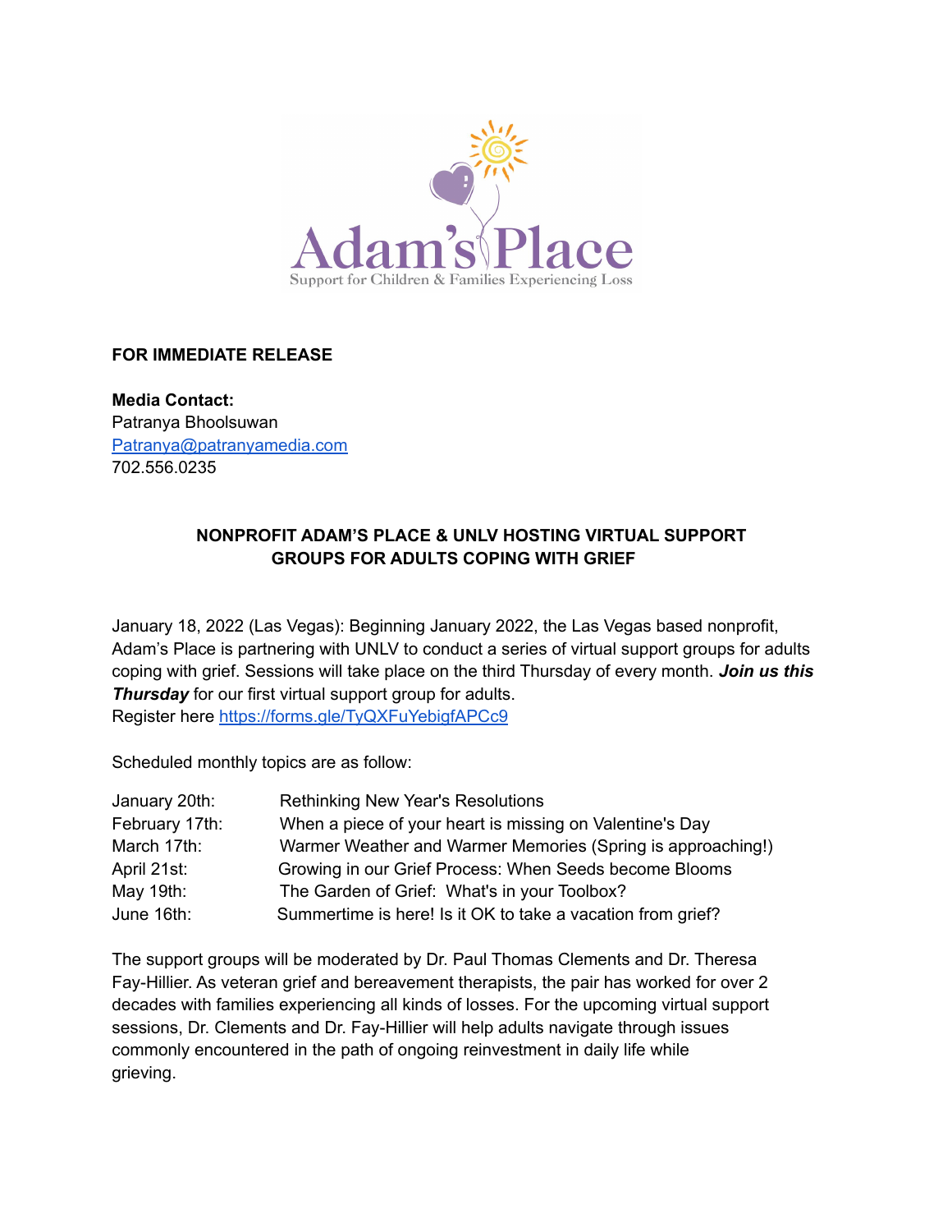Adam's Place

Support for Children & Families Experiencing Loss

**FOR IMMEDIATE RELEASE**

**Media Contact:**
Patranya Bhoolsuwan
[Patranya@patranyamedia.com](mailto:Patranya@patranyamedia.com)
702.556.0235

## NONPROFIT ADAM'S PLACE & UNLV HOSTING VIRTUAL SUPPORT GROUPS FOR ADULTS COPING WITH GRIEF

January 18, 2022 (Las Vegas): Beginning January 2022, the Las Vegas based nonprofit, Adam's Place is partnering with UNLV to conduct a series of virtual support groups for adults coping with grief. Sessions will take place on the third Thursday of every month. ***Join us this Thursday*** for our first virtual support group for adults.
Register here [https://forms.gle/TyQXFuYebigfAPCc9](https://forms.gle/TyQXFuYebigfAPCc9)

Scheduled monthly topics are as follow:

| | |
|---|---|
| January 20th: | Rethinking New Year's Resolutions |
| February 17th: | When a piece of your heart is missing on Valentine's Day |
| March 17th: | Warmer Weather and Warmer Memories (Spring is approaching!) |
| April 21st: | Growing in our Grief Process: When Seeds become Blooms |
| May 19th: | The Garden of Grief: What's in your Toolbox? |
| June 16th: | Summertime is here! Is it OK to take a vacation from grief? |

The support groups will be moderated by Dr. Paul Thomas Clements and Dr. Theresa Fay-Hillier. As veteran grief and bereavement therapists, the pair has worked for over 2 decades with families experiencing all kinds of losses. For the upcoming virtual support sessions, Dr. Clements and Dr. Fay-Hillier will help adults navigate through issues commonly encountered in the path of ongoing reinvestment in daily life while grieving.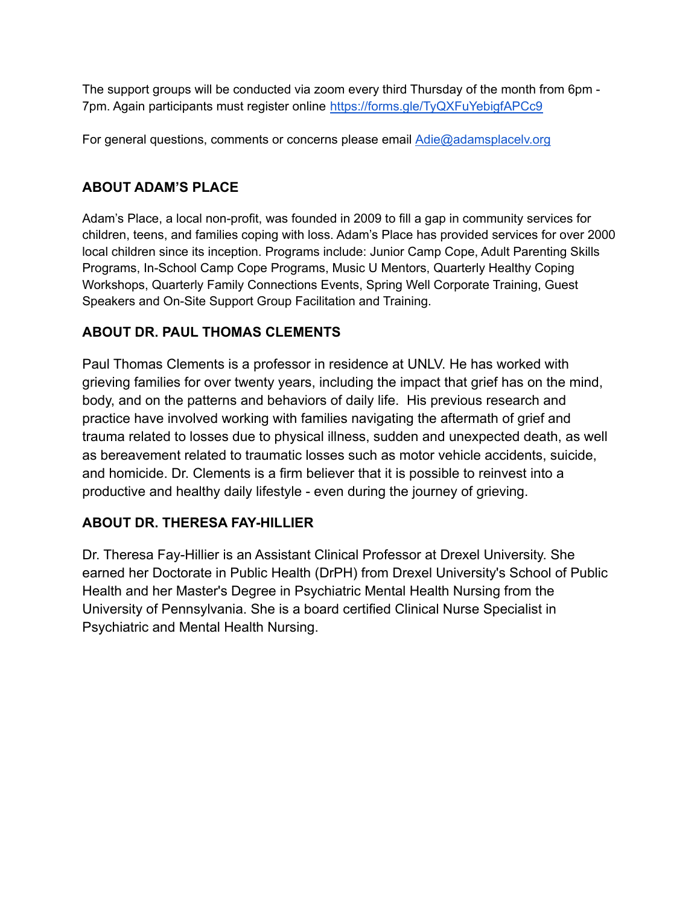The support groups will be conducted via zoom every third Thursday of the month from 6pm - 7pm. Again participants must register online https://forms.gle/TyQXFuYebigfAPCc9

For general questions, comments or concerns please email Adie@adamsplacelv.org

## ABOUT ADAM'S PLACE

Adam's Place, a local non-profit, was founded in 2009 to fill a gap in community services for children, teens, and families coping with loss. Adam's Place has provided services for over 2000 local children since its inception. Programs include: Junior Camp Cope, Adult Parenting Skills Programs, In-School Camp Cope Programs, Music U Mentors, Quarterly Healthy Coping Workshops, Quarterly Family Connections Events, Spring Well Corporate Training, Guest Speakers and On-Site Support Group Facilitation and Training.

## ABOUT DR. PAUL THOMAS CLEMENTS

Paul Thomas Clements is a professor in residence at UNLV. He has worked with grieving families for over twenty years, including the impact that grief has on the mind, body, and on the patterns and behaviors of daily life. His previous research and practice have involved working with families navigating the aftermath of grief and trauma related to losses due to physical illness, sudden and unexpected death, as well as bereavement related to traumatic losses such as motor vehicle accidents, suicide, and homicide. Dr. Clements is a firm believer that it is possible to reinvest into a productive and healthy daily lifestyle - even during the journey of grieving.

## ABOUT DR. THERESA FAY-HILLIER

Dr. Theresa Fay-Hillier is an Assistant Clinical Professor at Drexel University. She earned her Doctorate in Public Health (DrPH) from Drexel University's School of Public Health and her Master's Degree in Psychiatric Mental Health Nursing from the University of Pennsylvania. She is a board certified Clinical Nurse Specialist in Psychiatric and Mental Health Nursing.